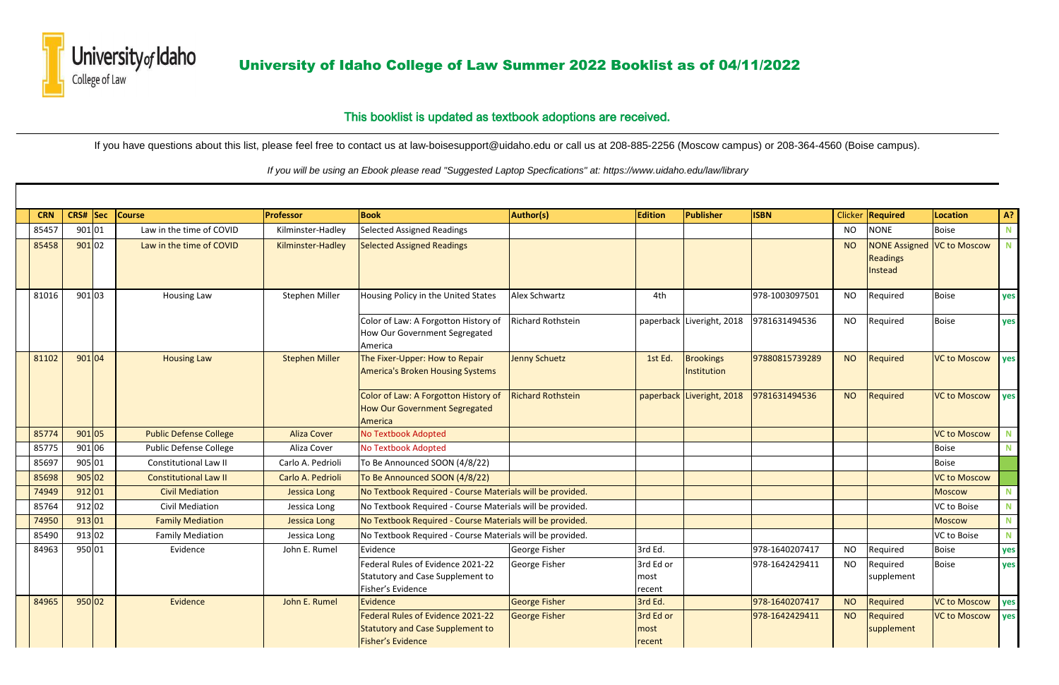University of Idaho College of Law

# University of Idaho College of Law Summer 2022 Booklist as of 04/11/2022

## This booklist is updated as textbook adoptions are received.

If you have questions about this list, please feel free to contact us at law-boisesupport@uidaho.edu or call us at 208-885-2256 (Moscow campus) or 208-364-4560 (Boise campus).

*If you will be using an Ebook please read "Suggested Laptop Specfications" at: https://www.uidaho.edu/law/library*

| CRN | CRS# | Sec | Course | Professor | Book | Author(s) | Edition | Publisher | ISBN | Clicker | Required | Location | A? |
|---|---|---|---|---|---|---|---|---|---|---|---|---|---|
| 85457 | 901 | 01 | Law in the time of COVID | Kilminster-Hadley | Selected Assigned Readings | | | | | NO | NONE | Boise | N |
| 85458 | 901 | 02 | Law in the time of COVID | Kilminster-Hadley | Selected Assigned Readings | | | | | NO | NONE Assigned Readings Instead | VC to Moscow | N |
| 81016 | 901 | 03 | Housing Law | Stephen Miller | Housing Policy in the United States | Alex Schwartz | 4th | | 978-1003097501 | NO | Required | Boise | yes |
| | | | | | Color of Law: A Forgotton History of How Our Government Segregated America | Richard Rothstein | paperback | Liveright, 2018 | 9781631494536 | NO | Required | Boise | yes |
| 81102 | 901 | 04 | Housing Law | Stephen Miller | The Fixer-Upper: How to Repair America's Broken Housing Systems | Jenny Schuetz | 1st Ed. | Brookings Institution | 97880815739289 | NO | Required | VC to Moscow | yes |
| | | | | | Color of Law: A Forgotton History of How Our Government Segregated America | Richard Rothstein | paperback | Liveright, 2018 | 9781631494536 | NO | Required | VC to Moscow | yes |
| 85774 | 901 | 05 | Public Defense College | Aliza Cover | No Textbook Adopted | | | | | | | VC to Moscow | N |
| 85775 | 901 | 06 | Public Defense College | Aliza Cover | No Textbook Adopted | | | | | | | Boise | N |
| 85697 | 905 | 01 | Constitutional Law II | Carlo A. Pedrioli | To Be Announced SOON (4/8/22) | | | | | | | Boise | |
| 85698 | 905 | 02 | Constitutional Law II | Carlo A. Pedrioli | To Be Announced SOON (4/8/22) | | | | | | | VC to Moscow | |
| 74949 | 912 | 01 | Civil Mediation | Jessica Long | No Textbook Required - Course Materials will be provided. | | | | | | | Moscow | N |
| 85764 | 912 | 02 | Civil Mediation | Jessica Long | No Textbook Required - Course Materials will be provided. | | | | | | | VC to Boise | N |
| 74950 | 913 | 01 | Family Mediation | Jessica Long | No Textbook Required - Course Materials will be provided. | | | | | | | Moscow | N |
| 85490 | 913 | 02 | Family Mediation | Jessica Long | No Textbook Required - Course Materials will be provided. | | | | | | | VC to Boise | N |
| 84963 | 950 | 01 | Evidence | John E. Rumel | Evidence | George Fisher | 3rd Ed. | | 978-1640207417 | NO | Required | Boise | yes |
| | | | | | Federal Rules of Evidence 2021-22 Statutory and Case Supplement to Fisher's Evidence | George Fisher | 3rd Ed or most recent | | 978-1642429411 | NO | Required supplement | Boise | yes |
| 84965 | 950 | 02 | Evidence | John E. Rumel | Evidence | George Fisher | 3rd Ed. | | 978-1640207417 | NO | Required | VC to Moscow | yes |
| | | | | | Federal Rules of Evidence 2021-22 Statutory and Case Supplement to Fisher's Evidence | George Fisher | 3rd Ed or most recent | | 978-1642429411 | NO | Required supplement | VC to Moscow | yes |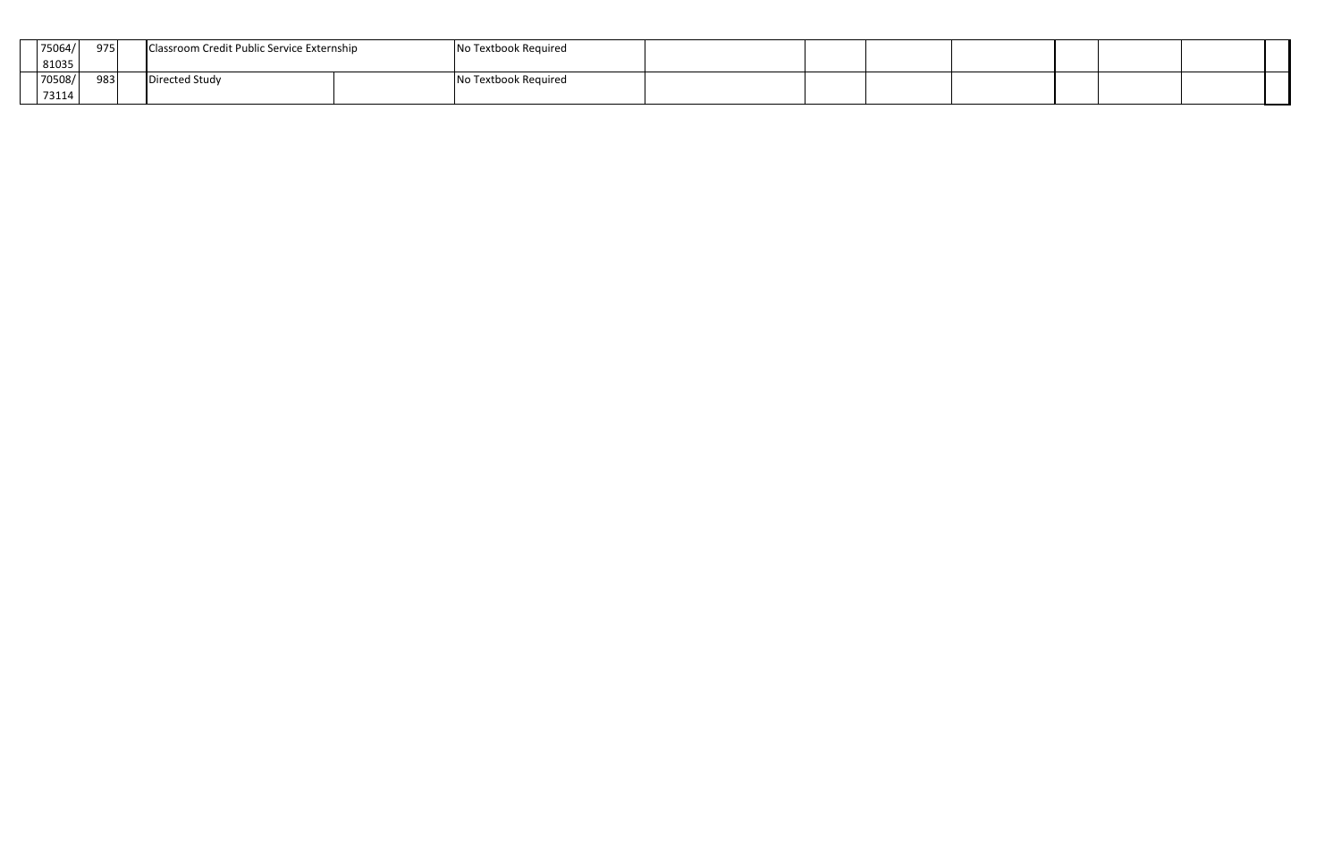| | | | | | | | | | | | | | | |
|---|---|---|---|---|---|---|---|---|---|---|---|---|---|---|
| | 75064/ 81035 | 975 | | Classroom Credit Public Service Externship | | No Textbook Required | | | | | | | | |
| | 70508/ 73114 | 983 | | Directed Study | | No Textbook Required | | | | | | | | |